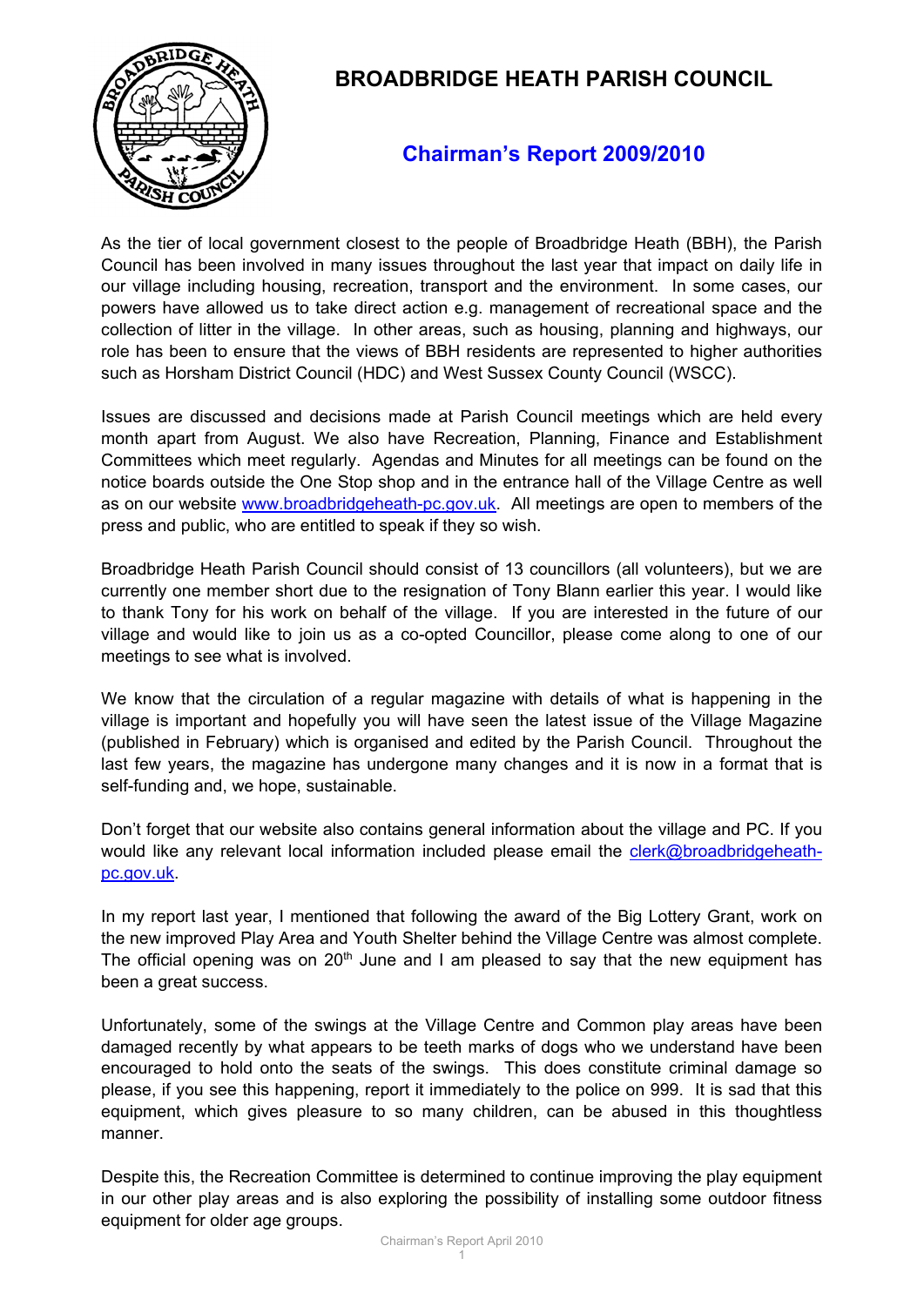# BROADBRIDGE HEATH PARISH COUNCIL

## Chairman's Report 2009/2010

As the tier of local government closest to the people of Broadbridge Heath (BBH), the Parish Council has been involved in many issues throughout the last year that impact on daily life in our village including housing, recreation, transport and the environment. In some cases, our powers have allowed us to take direct action e.g. management of recreational space and the collection of litter in the village. In other areas, such as housing, planning and highways, our role has been to ensure that the views of BBH residents are represented to higher authorities such as Horsham District Council (HDC) and West Sussex County Council (WSCC).

Issues are discussed and decisions made at Parish Council meetings which are held every month apart from August. We also have Recreation, Planning, Finance and Establishment Committees which meet regularly. Agendas and Minutes for all meetings can be found on the notice boards outside the One Stop shop and in the entrance hall of the Village Centre as well as on our website www.broadbridgeheath-pc.gov.uk. All meetings are open to members of the press and public, who are entitled to speak if they so wish.

Broadbridge Heath Parish Council should consist of 13 councillors (all volunteers), but we are currently one member short due to the resignation of Tony Blann earlier this year. I would like to thank Tony for his work on behalf of the village. If you are interested in the future of our village and would like to join us as a co-opted Councillor, please come along to one of our meetings to see what is involved.

We know that the circulation of a regular magazine with details of what is happening in the village is important and hopefully you will have seen the latest issue of the Village Magazine (published in February) which is organised and edited by the Parish Council. Throughout the last few years, the magazine has undergone many changes and it is now in a format that is self-funding and, we hope, sustainable.

Don't forget that our website also contains general information about the village and PC. If you would like any relevant local information included please email the clerk@broadbridgeheath-pc.gov.uk.

In my report last year, I mentioned that following the award of the Big Lottery Grant, work on the new improved Play Area and Youth Shelter behind the Village Centre was almost complete. The official opening was on 20th June and I am pleased to say that the new equipment has been a great success.

Unfortunately, some of the swings at the Village Centre and Common play areas have been damaged recently by what appears to be teeth marks of dogs who we understand have been encouraged to hold onto the seats of the swings. This does constitute criminal damage so please, if you see this happening, report it immediately to the police on 999. It is sad that this equipment, which gives pleasure to so many children, can be abused in this thoughtless manner.

Despite this, the Recreation Committee is determined to continue improving the play equipment in our other play areas and is also exploring the possibility of installing some outdoor fitness equipment for older age groups.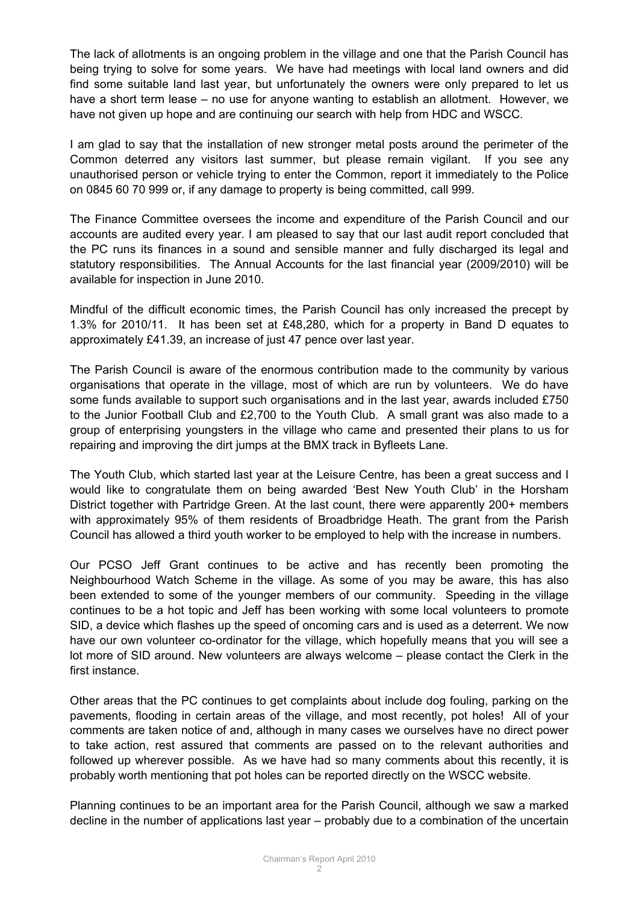The lack of allotments is an ongoing problem in the village and one that the Parish Council has being trying to solve for some years. We have had meetings with local land owners and did find some suitable land last year, but unfortunately the owners were only prepared to let us have a short term lease – no use for anyone wanting to establish an allotment. However, we have not given up hope and are continuing our search with help from HDC and WSCC.

I am glad to say that the installation of new stronger metal posts around the perimeter of the Common deterred any visitors last summer, but please remain vigilant. If you see any unauthorised person or vehicle trying to enter the Common, report it immediately to the Police on 0845 60 70 999 or, if any damage to property is being committed, call 999.

The Finance Committee oversees the income and expenditure of the Parish Council and our accounts are audited every year. I am pleased to say that our last audit report concluded that the PC runs its finances in a sound and sensible manner and fully discharged its legal and statutory responsibilities. The Annual Accounts for the last financial year (2009/2010) will be available for inspection in June 2010.

Mindful of the difficult economic times, the Parish Council has only increased the precept by 1.3% for 2010/11. It has been set at £48,280, which for a property in Band D equates to approximately £41.39, an increase of just 47 pence over last year.

The Parish Council is aware of the enormous contribution made to the community by various organisations that operate in the village, most of which are run by volunteers. We do have some funds available to support such organisations and in the last year, awards included £750 to the Junior Football Club and £2,700 to the Youth Club. A small grant was also made to a group of enterprising youngsters in the village who came and presented their plans to us for repairing and improving the dirt jumps at the BMX track in Byfleets Lane.

The Youth Club, which started last year at the Leisure Centre, has been a great success and I would like to congratulate them on being awarded 'Best New Youth Club' in the Horsham District together with Partridge Green. At the last count, there were apparently 200+ members with approximately 95% of them residents of Broadbridge Heath. The grant from the Parish Council has allowed a third youth worker to be employed to help with the increase in numbers.

Our PCSO Jeff Grant continues to be active and has recently been promoting the Neighbourhood Watch Scheme in the village. As some of you may be aware, this has also been extended to some of the younger members of our community. Speeding in the village continues to be a hot topic and Jeff has been working with some local volunteers to promote SID, a device which flashes up the speed of oncoming cars and is used as a deterrent. We now have our own volunteer co-ordinator for the village, which hopefully means that you will see a lot more of SID around. New volunteers are always welcome – please contact the Clerk in the first instance.

Other areas that the PC continues to get complaints about include dog fouling, parking on the pavements, flooding in certain areas of the village, and most recently, pot holes! All of your comments are taken notice of and, although in many cases we ourselves have no direct power to take action, rest assured that comments are passed on to the relevant authorities and followed up wherever possible. As we have had so many comments about this recently, it is probably worth mentioning that pot holes can be reported directly on the WSCC website.

Planning continues to be an important area for the Parish Council, although we saw a marked decline in the number of applications last year – probably due to a combination of the uncertain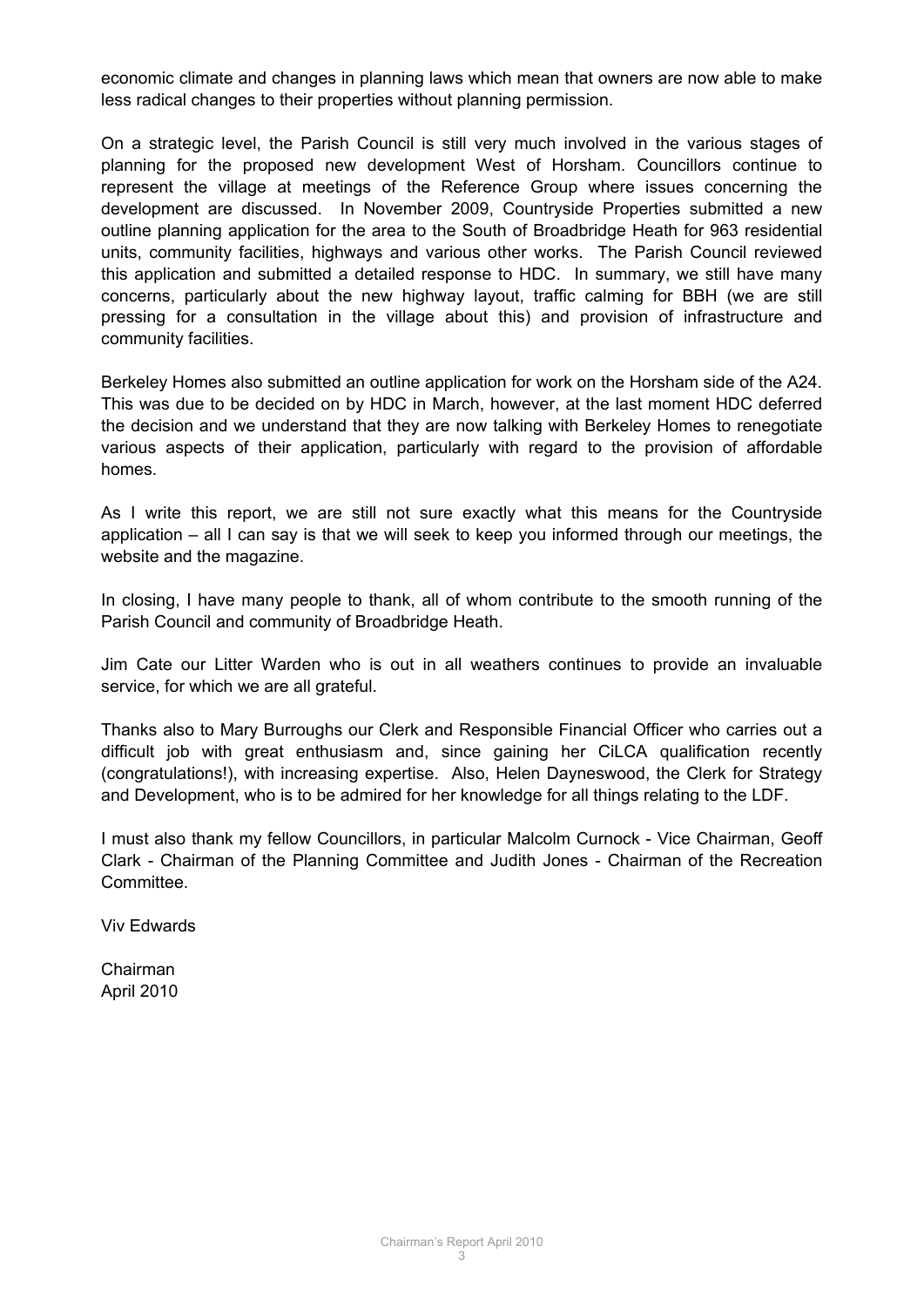economic climate and changes in planning laws which mean that owners are now able to make less radical changes to their properties without planning permission.

On a strategic level, the Parish Council is still very much involved in the various stages of planning for the proposed new development West of Horsham. Councillors continue to represent the village at meetings of the Reference Group where issues concerning the development are discussed. In November 2009, Countryside Properties submitted a new outline planning application for the area to the South of Broadbridge Heath for 963 residential units, community facilities, highways and various other works. The Parish Council reviewed this application and submitted a detailed response to HDC. In summary, we still have many concerns, particularly about the new highway layout, traffic calming for BBH (we are still pressing for a consultation in the village about this) and provision of infrastructure and community facilities.

Berkeley Homes also submitted an outline application for work on the Horsham side of the A24. This was due to be decided on by HDC in March, however, at the last moment HDC deferred the decision and we understand that they are now talking with Berkeley Homes to renegotiate various aspects of their application, particularly with regard to the provision of affordable homes.

As I write this report, we are still not sure exactly what this means for the Countryside application – all I can say is that we will seek to keep you informed through our meetings, the website and the magazine.

In closing, I have many people to thank, all of whom contribute to the smooth running of the Parish Council and community of Broadbridge Heath.

Jim Cate our Litter Warden who is out in all weathers continues to provide an invaluable service, for which we are all grateful.

Thanks also to Mary Burroughs our Clerk and Responsible Financial Officer who carries out a difficult job with great enthusiasm and, since gaining her CiLCA qualification recently (congratulations!), with increasing expertise. Also, Helen Dayneswood, the Clerk for Strategy and Development, who is to be admired for her knowledge for all things relating to the LDF.

I must also thank my fellow Councillors, in particular Malcolm Curnock - Vice Chairman, Geoff Clark - Chairman of the Planning Committee and Judith Jones - Chairman of the Recreation Committee.

Viv Edwards

Chairman
April 2010